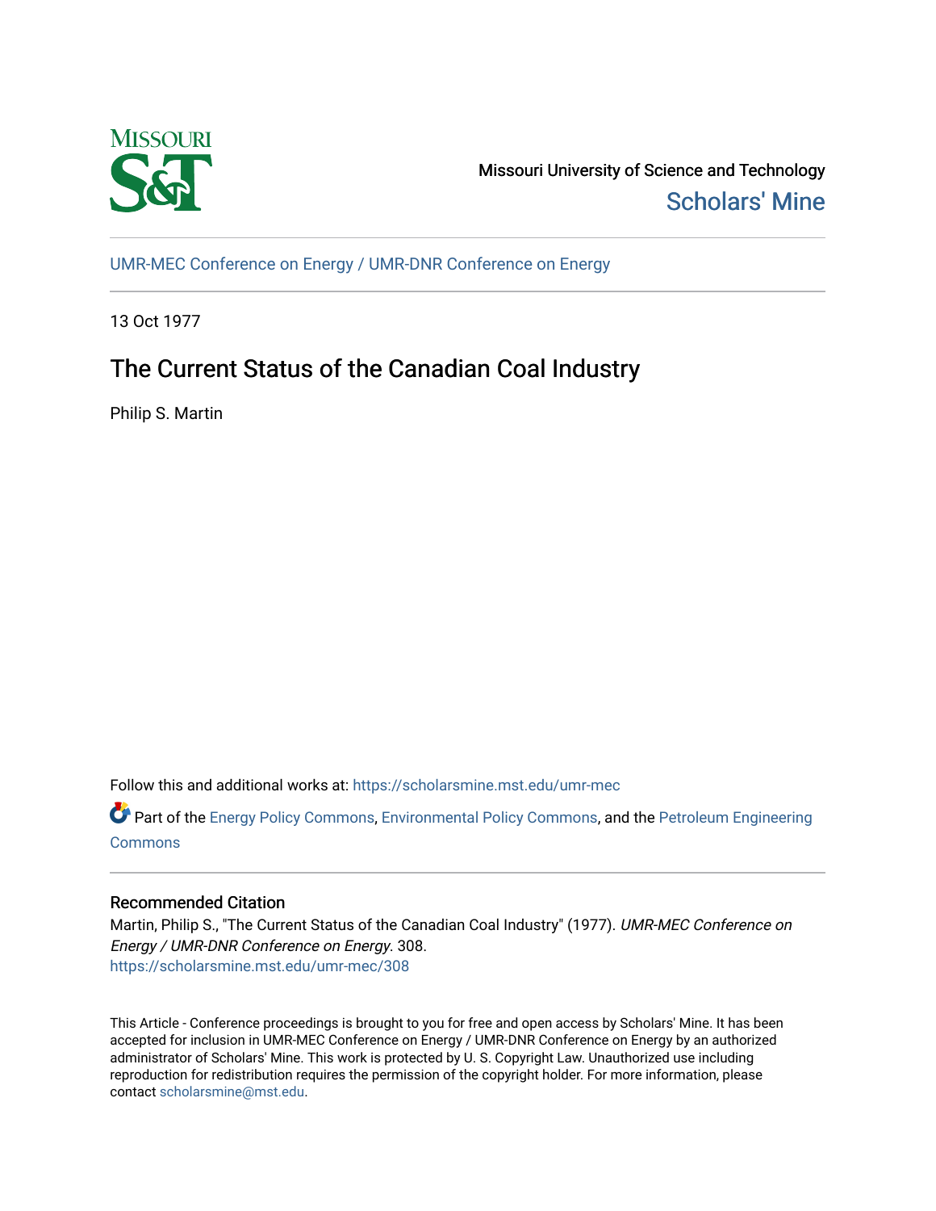Missouri University of Science and Technology

Scholars' Mine

UMR-MEC Conference on Energy / UMR-DNR Conference on Energy

13 Oct 1977

# The Current Status of the Canadian Coal Industry

Philip S. Martin

Follow this and additional works at: https://scholarsmine.mst.edu/umr-mec

Part of the Energy Policy Commons, Environmental Policy Commons, and the Petroleum Engineering Commons

## Recommended Citation

Martin, Philip S., "The Current Status of the Canadian Coal Industry" (1977). *UMR-MEC Conference on Energy / UMR-DNR Conference on Energy*. 308.
https://scholarsmine.mst.edu/umr-mec/308

This Article - Conference proceedings is brought to you for free and open access by Scholars' Mine. It has been accepted for inclusion in UMR-MEC Conference on Energy / UMR-DNR Conference on Energy by an authorized administrator of Scholars' Mine. This work is protected by U. S. Copyright Law. Unauthorized use including reproduction for redistribution requires the permission of the copyright holder. For more information, please contact scholarsmine@mst.edu.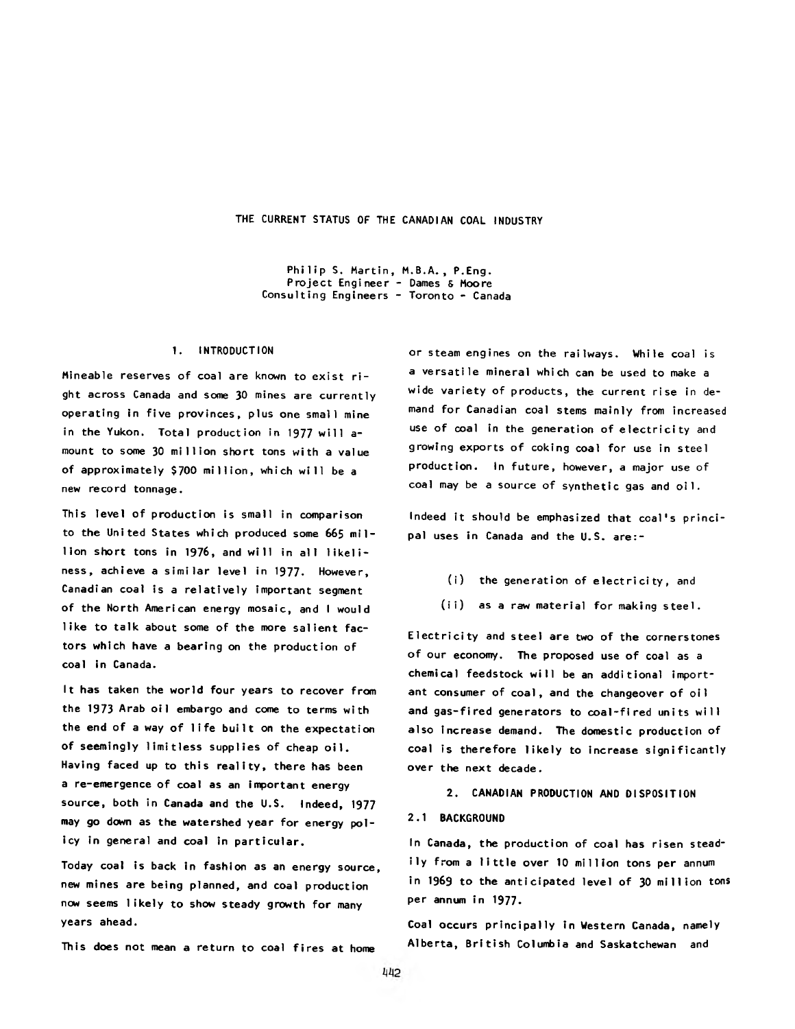# THE CURRENT STATUS OF THE CANADIAN COAL INDUSTRY

Philip S. Martin, M.B.A., P.Eng.
Project Engineer - Dames & Moore
Consulting Engineers - Toronto - Canada

## 1. INTRODUCTION

Mineable reserves of coal are known to exist right across Canada and some 30 mines are currently operating in five provinces, plus one small mine in the Yukon. Total production in 1977 will amount to some 30 million short tons with a value of approximately $700 million, which will be a new record tonnage.

This level of production is small in comparison to the United States which produced some 665 million short tons in 1976, and will in all likeliness, achieve a similar level in 1977. However, Canadian coal is a relatively important segment of the North American energy mosaic, and I would like to talk about some of the more salient factors which have a bearing on the production of coal in Canada.

It has taken the world four years to recover from the 1973 Arab oil embargo and come to terms with the end of a way of life built on the expectation of seemingly limitless supplies of cheap oil. Having faced up to this reality, there has been a re-emergence of coal as an important energy source, both in Canada and the U.S. Indeed, 1977 may go down as the watershed year for energy policy in general and coal in particular.

Today coal is back in fashion as an energy source, new mines are being planned, and coal production now seems likely to show steady growth for many years ahead.

This does not mean a return to coal fires at home or steam engines on the railways. While coal is a versatile mineral which can be used to make a wide variety of products, the current rise in demand for Canadian coal stems mainly from increased use of coal in the generation of electricity and growing exports of coking coal for use in steel production. In future, however, a major use of coal may be a source of synthetic gas and oil.

Indeed it should be emphasized that coal's principal uses in Canada and the U.S. are:-

(i) the generation of electricity, and

(ii) as a raw material for making steel.

Electricity and steel are two of the cornerstones of our economy. The proposed use of coal as a chemical feedstock will be an additional important consumer of coal, and the changeover of oil and gas-fired generators to coal-fired units will also increase demand. The domestic production of coal is therefore likely to increase significantly over the next decade.

## 2. CANADIAN PRODUCTION AND DISPOSITION

### 2.1 BACKGROUND

In Canada, the production of coal has risen steadily from a little over 10 million tons per annum in 1969 to the anticipated level of 30 million tons per annum in 1977.

Coal occurs principally in Western Canada, namely Alberta, British Columbia and Saskatchewan and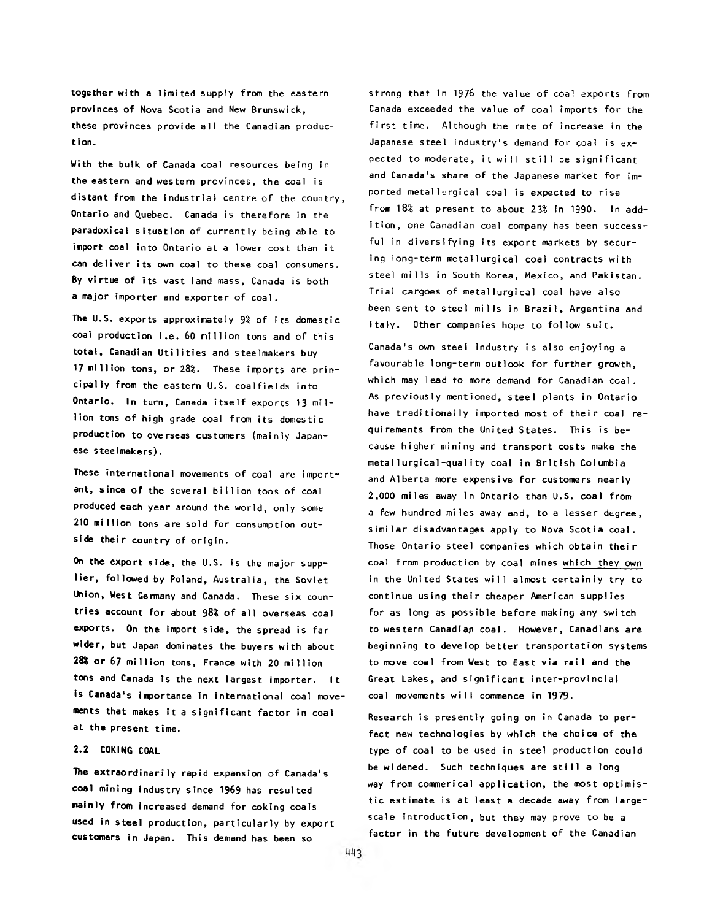together with a limited supply from the eastern provinces of Nova Scotia and New Brunswick, these provinces provide all the Canadian production.

With the bulk of Canada coal resources being in the eastern and western provinces, the coal is distant from the industrial centre of the country, Ontario and Quebec. Canada is therefore in the paradoxical situation of currently being able to import coal into Ontario at a lower cost than it can deliver its own coal to these coal consumers. By virtue of its vast land mass, Canada is both a major importer and exporter of coal.

The U.S. exports approximately 9% of its domestic coal production i.e. 60 million tons and of this total, Canadian Utilities and steelmakers buy 17 million tons, or 28%. These imports are principally from the eastern U.S. coalfields into Ontario. In turn, Canada itself exports 13 million tons of high grade coal from its domestic production to overseas customers (mainly Japanese steelmakers).

These international movements of coal are important, since of the several billion tons of coal produced each year around the world, only some 210 million tons are sold for consumption outside their country of origin.

On the export side, the U.S. is the major supplier, followed by Poland, Australia, the Soviet Union, West Germany and Canada. These six countries account for about 98% of all overseas coal exports. On the import side, the spread is far wider, but Japan dominates the buyers with about 28% or 67 million tons, France with 20 million tons and Canada is the next largest importer. It is Canada's importance in international coal movements that makes it a significant factor in coal at the present time.

## 2.2 COKING COAL

The extraordinarily rapid expansion of Canada's coal mining industry since 1969 has resulted mainly from increased demand for coking coals used in steel production, particularly by export customers in Japan. This demand has been so strong that in 1976 the value of coal exports from Canada exceeded the value of coal imports for the first time. Although the rate of increase in the Japanese steel industry's demand for coal is expected to moderate, it will still be significant and Canada's share of the Japanese market for imported metallurgical coal is expected to rise from 18% at present to about 23% in 1990. In addition, one Canadian coal company has been successful in diversifying its export markets by securing long-term metallurgical coal contracts with steel mills in South Korea, Mexico, and Pakistan. Trial cargoes of metallurgical coal have also been sent to steel mills in Brazil, Argentina and Italy. Other companies hope to follow suit.

Canada's own steel industry is also enjoying a favourable long-term outlook for further growth, which may lead to more demand for Canadian coal. As previously mentioned, steel plants in Ontario have traditionally imported most of their coal requirements from the United States. This is because higher mining and transport costs make the metallurgical-quality coal in British Columbia and Alberta more expensive for customers nearly 2,000 miles away in Ontario than U.S. coal from a few hundred miles away and, to a lesser degree, similar disadvantages apply to Nova Scotia coal. Those Ontario steel companies which obtain their coal from production by coal mines which they own in the United States will almost certainly try to continue using their cheaper American supplies for as long as possible before making any switch to western Canadian coal. However, Canadians are beginning to develop better transportation systems to move coal from West to East via rail and the Great Lakes, and significant inter-provincial coal movements will commence in 1979.

Research is presently going on in Canada to perfect new technologies by which the choice of the type of coal to be used in steel production could be widened. Such techniques are still a long way from commerical application, the most optimistic estimate is at least a decade away from large-scale introduction, but they may prove to be a factor in the future development of the Canadian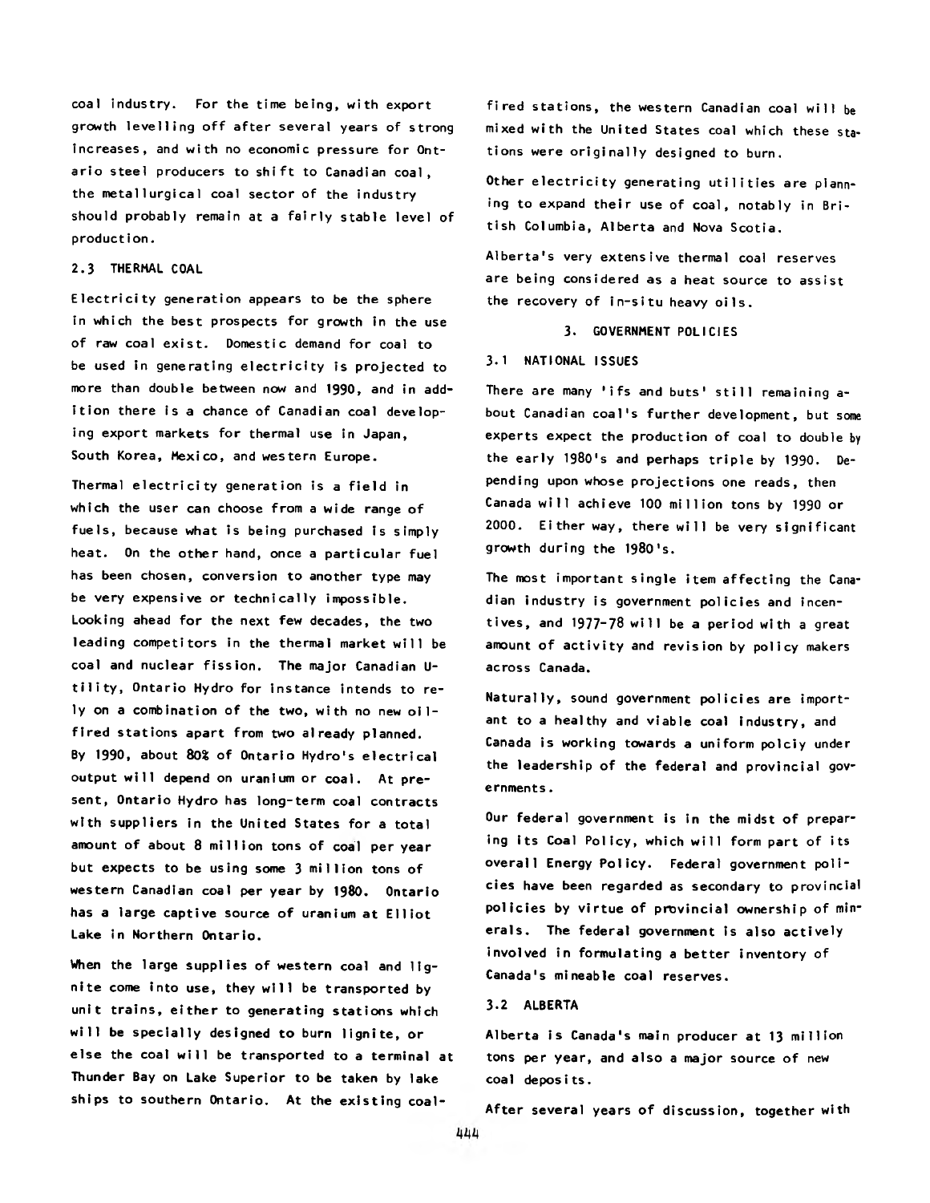coal industry. For the time being, with export growth levelling off after several years of strong increases, and with no economic pressure for Ontario steel producers to shift to Canadian coal, the metallurgical coal sector of the industry should probably remain at a fairly stable level of production.

### 2.3 THERMAL COAL

Electricity generation appears to be the sphere in which the best prospects for growth in the use of raw coal exist. Domestic demand for coal to be used in generating electricity is projected to more than double between now and 1990, and in addition there is a chance of Canadian coal developing export markets for thermal use in Japan, South Korea, Mexico, and western Europe.

Thermal electricity generation is a field in which the user can choose from a wide range of fuels, because what is being purchased is simply heat. On the other hand, once a particular fuel has been chosen, conversion to another type may be very expensive or technically impossible. Looking ahead for the next few decades, the two leading competitors in the thermal market will be coal and nuclear fission. The major Canadian Utility, Ontario Hydro for instance intends to rely on a combination of the two, with no new oil-fired stations apart from two already planned. By 1990, about 80% of Ontario Hydro's electrical output will depend on uranium or coal. At present, Ontario Hydro has long-term coal contracts with suppliers in the United States for a total amount of about 8 million tons of coal per year but expects to be using some 3 million tons of western Canadian coal per year by 1980. Ontario has a large captive source of uranium at Elliot Lake in Northern Ontario.

When the large supplies of western coal and lignite come into use, they will be transported by unit trains, either to generating stations which will be specially designed to burn lignite, or else the coal will be transported to a terminal at Thunder Bay on Lake Superior to be taken by lake ships to southern Ontario. At the existing coal-fired stations, the western Canadian coal will be mixed with the United States coal which these stations were originally designed to burn.

Other electricity generating utilities are planning to expand their use of coal, notably in British Columbia, Alberta and Nova Scotia.

Alberta's very extensive thermal coal reserves are being considered as a heat source to assist the recovery of in-situ heavy oils.

## 3. GOVERNMENT POLICIES

### 3.1 NATIONAL ISSUES

There are many 'ifs and buts' still remaining about Canadian coal's further development, but some experts expect the production of coal to double by the early 1980's and perhaps triple by 1990. Depending upon whose projections one reads, then Canada will achieve 100 million tons by 1990 or 2000. Either way, there will be very significant growth during the 1980's.

The most important single item affecting the Canadian industry is government policies and incentives, and 1977-78 will be a period with a great amount of activity and revision by policy makers across Canada.

Naturally, sound government policies are important to a healthy and viable coal industry, and Canada is working towards a uniform polciy under the leadership of the federal and provincial governments.

Our federal government is in the midst of preparing its Coal Policy, which will form part of its overall Energy Policy. Federal government policies have been regarded as secondary to provincial policies by virtue of provincial ownership of minerals. The federal government is also actively involved in formulating a better inventory of Canada's mineable coal reserves.

### 3.2 ALBERTA

Alberta is Canada's main producer at 13 million tons per year, and also a major source of new coal deposits.

After several years of discussion, together with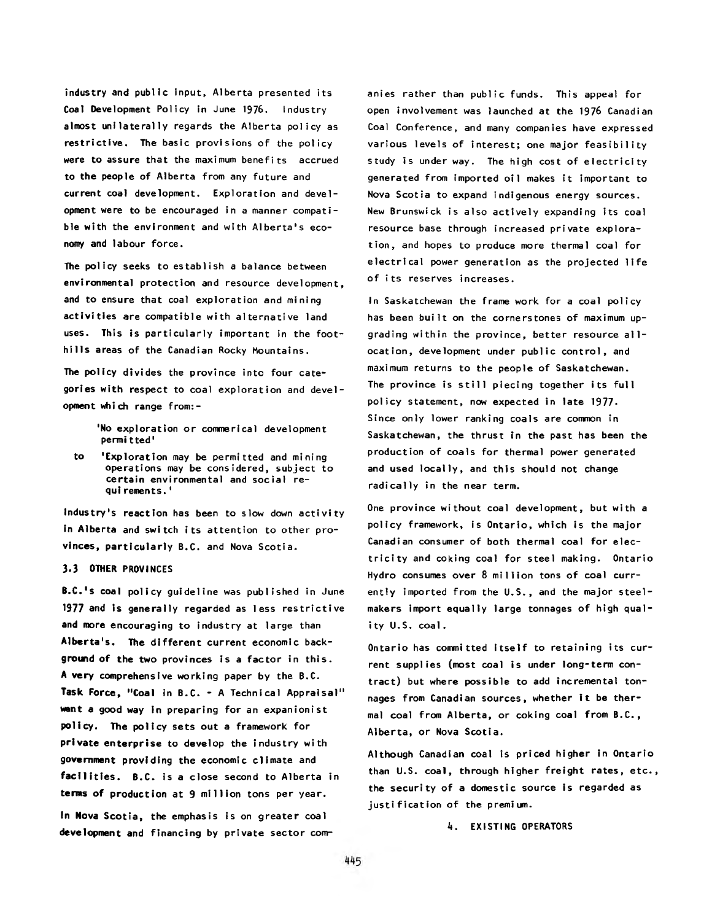industry and public input, Alberta presented its Coal Development Policy in June 1976. Industry almost unilaterally regards the Alberta policy as restrictive. The basic provisions of the policy were to assure that the maximum benefits accrued to the people of Alberta from any future and current coal development. Exploration and development were to be encouraged in a manner compatible with the environment and with Alberta's economy and labour force.

The policy seeks to establish a balance between environmental protection and resource development, and to ensure that coal exploration and mining activities are compatible with alternative land uses. This is particularly important in the foothills areas of the Canadian Rocky Mountains.

The policy divides the province into four categories with respect to coal exploration and development which range from:-

> 'No exploration or commerical development permitted'
>
> to 'Exploration may be permitted and mining operations may be considered, subject to certain environmental and social requirements.'

Industry's reaction has been to slow down activity in Alberta and switch its attention to other provinces, particularly B.C. and Nova Scotia.

### 3.3 OTHER PROVINCES

B.C.'s coal policy guideline was published in June 1977 and is generally regarded as less restrictive and more encouraging to industry at large than Alberta's. The different current economic background of the two provinces is a factor in this. A very comprehensive working paper by the B.C. Task Force, "Coal in B.C. - A Technical Appraisal" went a good way in preparing for an expanionist policy. The policy sets out a framework for private enterprise to develop the industry with government providing the economic climate and facilities. B.C. is a close second to Alberta in terms of production at 9 million tons per year.

In Nova Scotia, the emphasis is on greater coal development and financing by private sector companies rather than public funds. This appeal for open involvement was launched at the 1976 Canadian Coal Conference, and many companies have expressed various levels of interest; one major feasibility study is under way. The high cost of electricity generated from imported oil makes it important to Nova Scotia to expand indigenous energy sources. New Brunswick is also actively expanding its coal resource base through increased private exploration, and hopes to produce more thermal coal for electrical power generation as the projected life of its reserves increases.

In Saskatchewan the frame work for a coal policy has been built on the cornerstones of maximum upgrading within the province, better resource allocation, development under public control, and maximum returns to the people of Saskatchewan. The province is still piecing together its full policy statement, now expected in late 1977. Since only lower ranking coals are common in Saskatchewan, the thrust in the past has been the production of coals for thermal power generated and used locally, and this should not change radically in the near term.

One province without coal development, but with a policy framework, is Ontario, which is the major Canadian consumer of both thermal coal for electricity and coking coal for steel making. Ontario Hydro consumes over 8 million tons of coal currently imported from the U.S., and the major steelmakers import equally large tonnages of high quality U.S. coal.

Ontario has commited itself to retaining its current supplies (most coal is under long-term contract) but where possible to add incremental tonnages from Canadian sources, whether it be thermal coal from Alberta, or coking coal from B.C., Alberta, or Nova Scotia.

Although Canadian coal is priced higher in Ontario than U.S. coal, through higher freight rates, etc., the security of a domestic source is regarded as justification of the premium.

## 4. EXISTING OPERATORS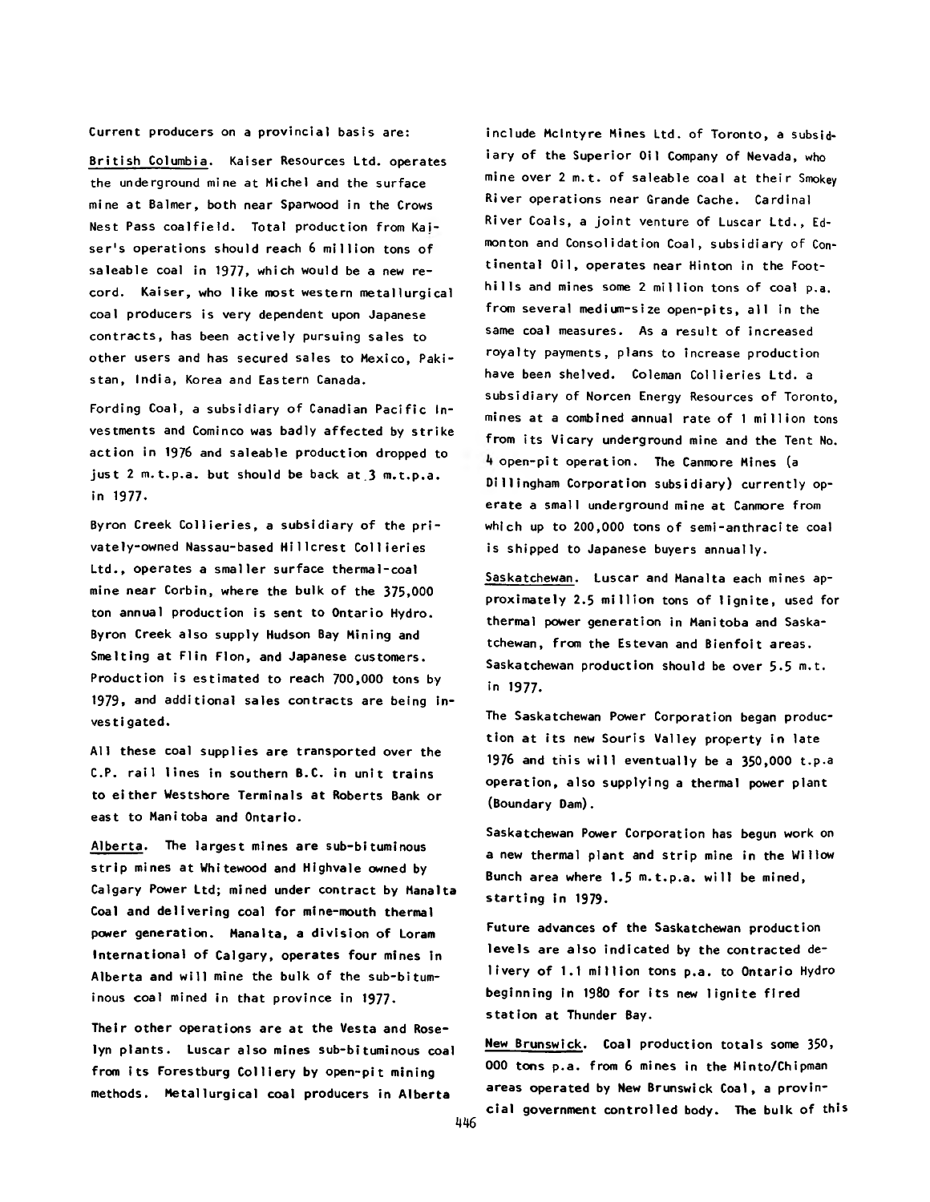Current producers on a provincial basis are:

British Columbia. Kaiser Resources Ltd. operates the underground mine at Michel and the surface mine at Balmer, both near Sparwood in the Crows Nest Pass coalfield. Total production from Kaiser's operations should reach 6 million tons of saleable coal in 1977, which would be a new record. Kaiser, who like most western metallurgical coal producers is very dependent upon Japanese contracts, has been actively pursuing sales to other users and has secured sales to Mexico, Pakistan, India, Korea and Eastern Canada.

Fording Coal, a subsidiary of Canadian Pacific Investments and Cominco was badly affected by strike action in 1976 and saleable production dropped to just 2 m.t.p.a. but should be back at 3 m.t.p.a. in 1977.

Byron Creek Collieries, a subsidiary of the privately-owned Nassau-based Hillcrest Collieries Ltd., operates a smaller surface thermal-coal mine near Corbin, where the bulk of the 375,000 ton annual production is sent to Ontario Hydro. Byron Creek also supply Hudson Bay Mining and Smelting at Flin Flon, and Japanese customers. Production is estimated to reach 700,000 tons by 1979, and additional sales contracts are being investigated.

All these coal supplies are transported over the C.P. rail lines in southern B.C. in unit trains to either Westshore Terminals at Roberts Bank or east to Manitoba and Ontario.

Alberta. The largest mines are sub-bituminous strip mines at Whitewood and Highvale owned by Calgary Power Ltd; mined under contract by Manalta Coal and delivering coal for mine-mouth thermal power generation. Manalta, a division of Loram International of Calgary, operates four mines in Alberta and will mine the bulk of the sub-bituminous coal mined in that province in 1977.

Their other operations are at the Vesta and Roselyn plants. Luscar also mines sub-bituminous coal from its Forestburg Colliery by open-pit mining methods. Metallurgical coal producers in Alberta include McIntyre Mines Ltd. of Toronto, a subsidiary of the Superior Oil Company of Nevada, who mine over 2 m.t. of saleable coal at their Smokey River operations near Grande Cache. Cardinal River Coals, a joint venture of Luscar Ltd., Edmonton and Consolidation Coal, subsidiary of Continental Oil, operates near Hinton in the Foothills and mines some 2 million tons of coal p.a. from several medium-size open-pits, all in the same coal measures. As a result of increased royalty payments, plans to increase production have been shelved. Coleman Collieries Ltd. a subsidiary of Norcen Energy Resources of Toronto, mines at a combined annual rate of 1 million tons from its Vicary underground mine and the Tent No. 4 open-pit operation. The Canmore Mines (a Dillingham Corporation subsidiary) currently operate a small underground mine at Canmore from which up to 200,000 tons of semi-anthracite coal is shipped to Japanese buyers annually.

Saskatchewan. Luscar and Manalta each mines approximately 2.5 million tons of lignite, used for thermal power generation in Manitoba and Saskatchewan, from the Estevan and Bienfoit areas. Saskatchewan production should be over 5.5 m.t. in 1977.

The Saskatchewan Power Corporation began production at its new Souris Valley property in late 1976 and this will eventually be a 350,000 t.p.a operation, also supplying a thermal power plant (Boundary Dam).

Saskatchewan Power Corporation has begun work on a new thermal plant and strip mine in the Willow Bunch area where 1.5 m.t.p.a. will be mined, starting in 1979.

Future advances of the Saskatchewan production levels are also indicated by the contracted delivery of 1.1 million tons p.a. to Ontario Hydro beginning in 1980 for its new lignite fired station at Thunder Bay.

New Brunswick. Coal production totals some 350,000 tons p.a. from 6 mines in the Minto/Chipman areas operated by New Brunswick Coal, a provincial government controlled body. The bulk of this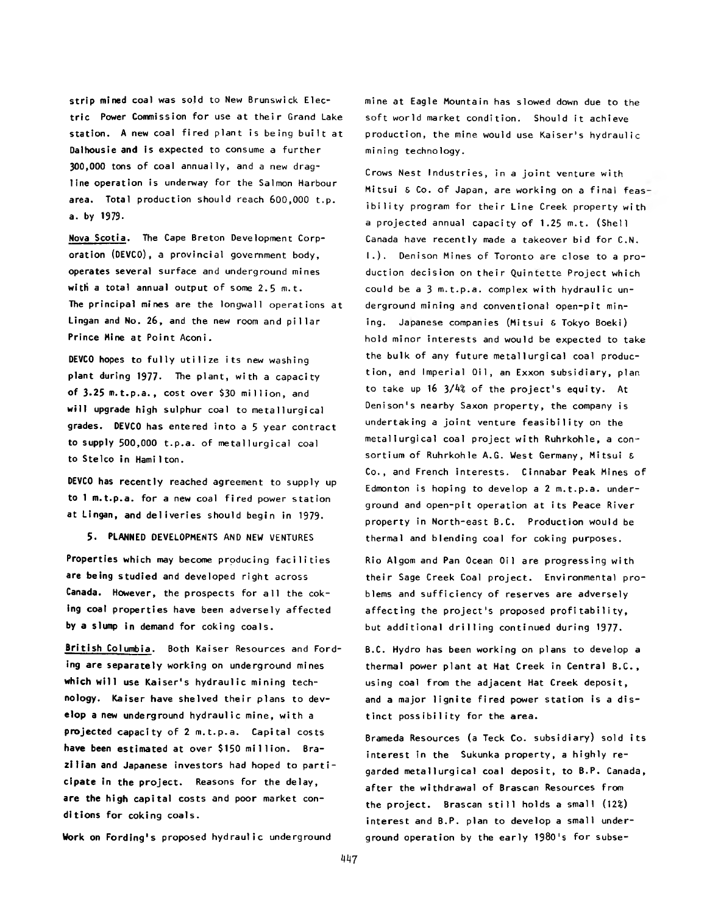strip mined coal was sold to New Brunswick Electric Power Commission for use at their Grand Lake station. A new coal fired plant is being built at Dalhousie and is expected to consume a further 300,000 tons of coal annually, and a new dragline operation is underway for the Salmon Harbour area. Total production should reach 600,000 t.p.a. by 1979.

Nova Scotia. The Cape Breton Development Corporation (DEVCO), a provincial government body, operates several surface and underground mines with a total annual output of some 2.5 m.t. The principal mines are the longwall operations at Lingan and No. 26, and the new room and pillar Prince Mine at Point Aconi.

DEVCO hopes to fully utilize its new washing plant during 1977. The plant, with a capacity of 3.25 m.t.p.a., cost over $30 million, and will upgrade high sulphur coal to metallurgical grades. DEVCO has entered into a 5 year contract to supply 500,000 t.p.a. of metallurgical coal to Stelco in Hamilton.

DEVCO has recently reached agreement to supply up to 1 m.t.p.a. for a new coal fired power station at Lingan, and deliveries should begin in 1979.

## 5. PLANNED DEVELOPMENTS AND NEW VENTURES

Properties which may become producing facilities are being studied and developed right across Canada. However, the prospects for all the coking coal properties have been adversely affected by a slump in demand for coking coals.

British Columbia. Both Kaiser Resources and Fording are separately working on underground mines which will use Kaiser's hydraulic mining technology. Kaiser have shelved their plans to develop a new underground hydraulic mine, with a projected capacity of 2 m.t.p.a. Capital costs have been estimated at over $150 million. Brazilian and Japanese investors had hoped to participate in the project. Reasons for the delay, are the high capital costs and poor market conditions for coking coals.

Work on Fording's proposed hydraulic underground mine at Eagle Mountain has slowed down due to the soft world market condition. Should it achieve production, the mine would use Kaiser's hydraulic mining technology.

Crows Nest Industries, in a joint venture with Mitsui & Co. of Japan, are working on a final feasibility program for their Line Creek property with a projected annual capacity of 1.25 m.t. (Shell Canada have recently made a takeover bid for C.N.I.). Denison Mines of Toronto are close to a production decision on their Quintette Project which could be a 3 m.t.p.a. complex with hydraulic underground mining and conventional open-pit mining. Japanese companies (Mitsui & Tokyo Boeki) hold minor interests and would be expected to take the bulk of any future metallurgical coal production, and Imperial Oil, an Exxon subsidiary, plan to take up 16 3/4% of the project's equity. At Denison's nearby Saxon property, the company is undertaking a joint venture feasibility on the metallurgical coal project with Ruhrkohle, a consortium of Ruhrkohle A.G. West Germany, Mitsui & Co., and French interests. Cinnabar Peak Mines of Edmonton is hoping to develop a 2 m.t.p.a. underground and open-pit operation at its Peace River property in North-east B.C. Production would be thermal and blending coal for coking purposes.

Rio Algom and Pan Ocean Oil are progressing with their Sage Creek Coal project. Environmental problems and sufficiency of reserves are adversely affecting the project's proposed profitability, but additional drilling continued during 1977.

B.C. Hydro has been working on plans to develop a thermal power plant at Hat Creek in Central B.C., using coal from the adjacent Hat Creek deposit, and a major lignite fired power station is a distinct possibility for the area.

Brameda Resources (a Teck Co. subsidiary) sold its interest in the Sukunka property, a highly regarded metallurgical coal deposit, to B.P. Canada, after the withdrawal of Brascan Resources from the project. Brascan still holds a small (12%) interest and B.P. plan to develop a small underground operation by the early 1980's for subse-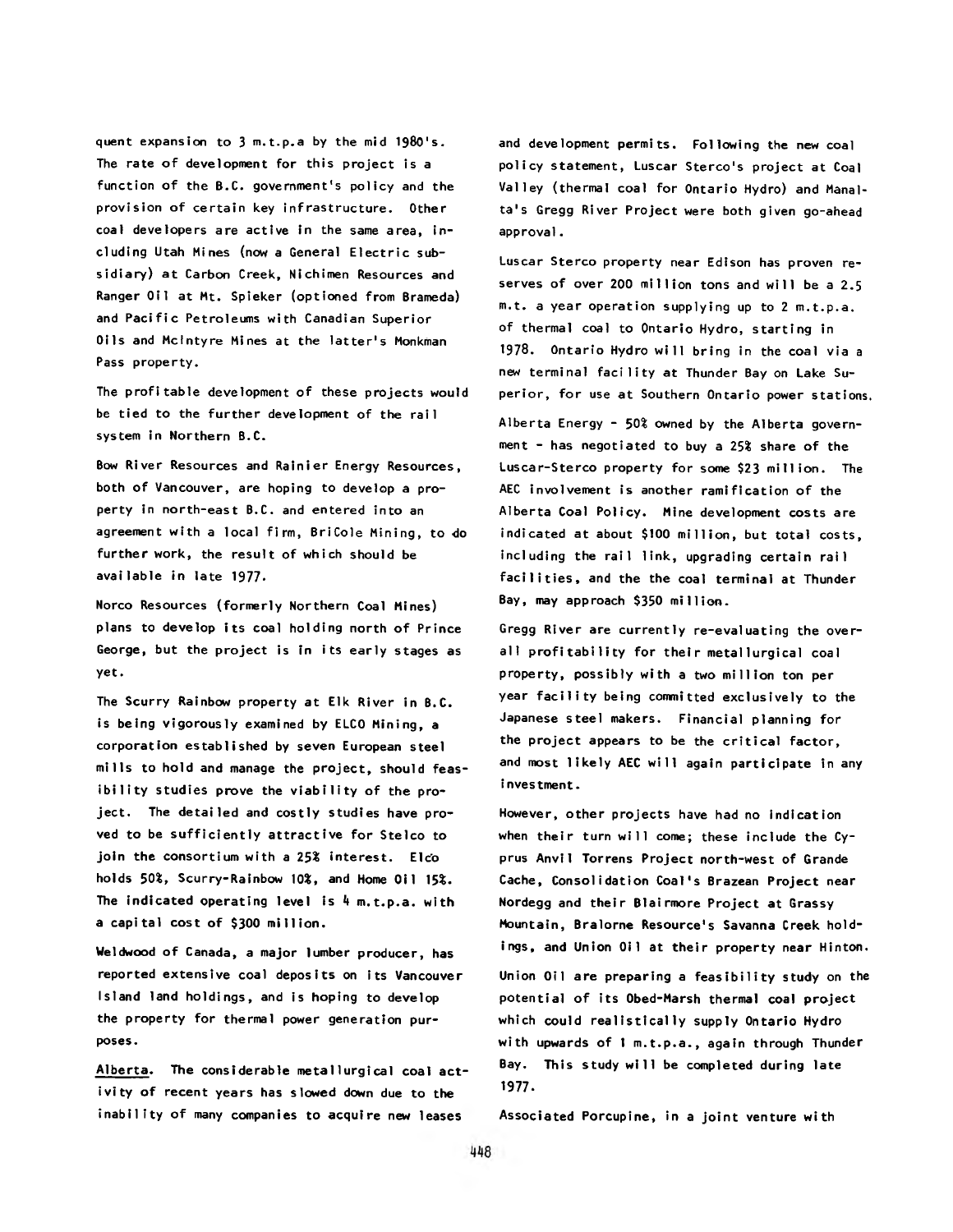quent expansion to 3 m.t.p.a by the mid 1980's. The rate of development for this project is a function of the B.C. government's policy and the provision of certain key infrastructure. Other coal developers are active in the same area, including Utah Mines (now a General Electric subsidiary) at Carbon Creek, Nichimen Resources and Ranger Oil at Mt. Spieker (optioned from Brameda) and Pacific Petroleums with Canadian Superior Oils and McIntyre Mines at the latter's Monkman Pass property.

The profitable development of these projects would be tied to the further development of the rail system in Northern B.C.

Bow River Resources and Rainier Energy Resources, both of Vancouver, are hoping to develop a property in north-east B.C. and entered into an agreement with a local firm, BriCole Mining, to do further work, the result of which should be available in late 1977.

Norco Resources (formerly Northern Coal Mines) plans to develop its coal holding north of Prince George, but the project is in its early stages as yet.

The Scurry Rainbow property at Elk River in B.C. is being vigorously examined by ELCO Mining, a corporation established by seven European steel mills to hold and manage the project, should feasibility studies prove the viability of the project. The detailed and costly studies have proved to be sufficiently attractive for Stelco to join the consortium with a 25% interest. Elco holds 50%, Scurry-Rainbow 10%, and Home Oil 15%. The indicated operating level is 4 m.t.p.a. with a capital cost of $300 million.

Weldwood of Canada, a major lumber producer, has reported extensive coal deposits on its Vancouver Island land holdings, and is hoping to develop the property for thermal power generation purposes.

Alberta. The considerable metallurgical coal activity of recent years has slowed down due to the inability of many companies to acquire new leases and development permits. Following the new coal policy statement, Luscar Sterco's project at Coal Valley (thermal coal for Ontario Hydro) and Manalta's Gregg River Project were both given go-ahead approval.

Luscar Sterco property near Edison has proven reserves of over 200 million tons and will be a 2.5 m.t. a year operation supplying up to 2 m.t.p.a. of thermal coal to Ontario Hydro, starting in 1978. Ontario Hydro will bring in the coal via a new terminal facility at Thunder Bay on Lake Superior, for use at Southern Ontario power stations.

Alberta Energy - 50% owned by the Alberta government - has negotiated to buy a 25% share of the Luscar-Sterco property for some $23 million. The AEC involvement is another ramification of the Alberta Coal Policy. Mine development costs are indicated at about $100 million, but total costs, including the rail link, upgrading certain rail facilities, and the the coal terminal at Thunder Bay, may approach $350 million.

Gregg River are currently re-evaluating the overall profitability for their metallurgical coal property, possibly with a two million ton per year facility being committed exclusively to the Japanese steel makers. Financial planning for the project appears to be the critical factor, and most likely AEC will again participate in any investment.

However, other projects have had no indication when their turn will come; these include the Cyprus Anvil Torrens Project north-west of Grande Cache, Consolidation Coal's Brazean Project near Nordegg and their Blairmore Project at Grassy Mountain, Bralorne Resource's Savanna Creek holdings, and Union Oil at their property near Hinton.

Union Oil are preparing a feasibility study on the potential of its Obed-Marsh thermal coal project which could realistically supply Ontario Hydro with upwards of 1 m.t.p.a., again through Thunder Bay. This study will be completed during late 1977.

Associated Porcupine, in a joint venture with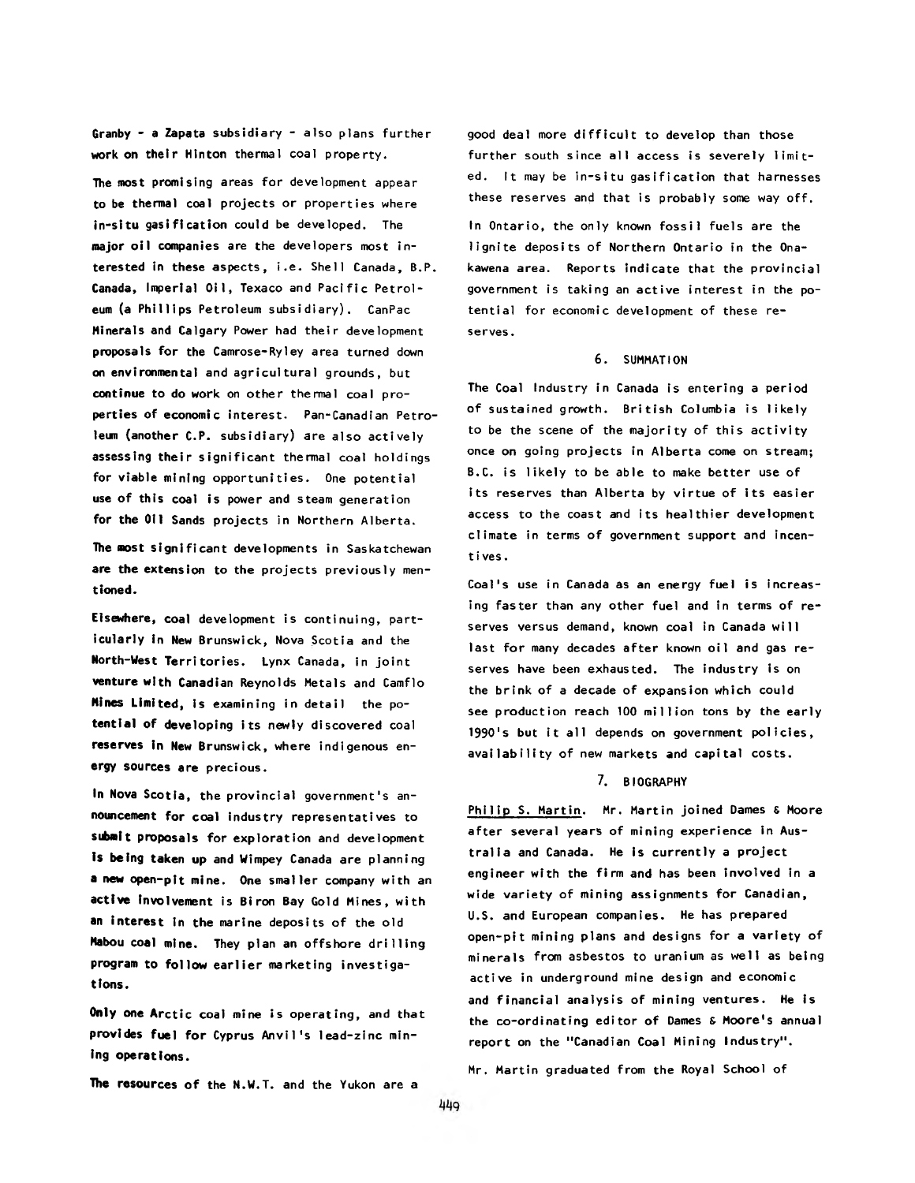Granby - a Zapata subsidiary - also plans further work on their Hinton thermal coal property.

The most promising areas for development appear to be thermal coal projects or properties where in-situ gasification could be developed. The major oil companies are the developers most interested in these aspects, i.e. Shell Canada, B.P. Canada, Imperial Oil, Texaco and Pacific Petroleum (a Phillips Petroleum subsidiary). CanPac Minerals and Calgary Power had their development proposals for the Camrose-Ryley area turned down on environmental and agricultural grounds, but continue to do work on other thermal coal properties of economic interest. Pan-Canadian Petroleum (another C.P. subsidiary) are also actively assessing their significant thermal coal holdings for viable mining opportunities. One potential use of this coal is power and steam generation for the Oil Sands projects in Northern Alberta.

The most significant developments in Saskatchewan are the extension to the projects previously mentioned.

Elsewhere, coal development is continuing, particularly in New Brunswick, Nova Scotia and the North-West Territories. Lynx Canada, in joint venture with Canadian Reynolds Metals and Camflo Mines Limited, is examining in detail the potential of developing its newly discovered coal reserves in New Brunswick, where indigenous energy sources are precious.

In Nova Scotia, the provincial government's announcement for coal industry representatives to submit proposals for exploration and development is being taken up and Wimpey Canada are planning a new open-pit mine. One smaller company with an active involvement is Biron Bay Gold Mines, with an interest in the marine deposits of the old Mabou coal mine. They plan an offshore drilling program to follow earlier marketing investigations.

Only one Arctic coal mine is operating, and that provides fuel for Cyprus Anvil's lead-zinc mining operations.

The resources of the N.W.T. and the Yukon are a good deal more difficult to develop than those further south since all access is severely limited. It may be in-situ gasification that harnesses these reserves and that is probably some way off.

In Ontario, the only known fossil fuels are the lignite deposits of Northern Ontario in the Onakawena area. Reports indicate that the provincial government is taking an active interest in the potential for economic development of these reserves.

## 6. SUMMATION

The Coal Industry in Canada is entering a period of sustained growth. British Columbia is likely to be the scene of the majority of this activity once on going projects in Alberta come on stream; B.C. is likely to be able to make better use of its reserves than Alberta by virtue of its easier access to the coast and its healthier development climate in terms of government support and incentives.

Coal's use in Canada as an energy fuel is increasing faster than any other fuel and in terms of reserves versus demand, known coal in Canada will last for many decades after known oil and gas reserves have been exhausted. The industry is on the brink of a decade of expansion which could see production reach 100 million tons by the early 1990's but it all depends on government policies, availability of new markets and capital costs.

## 7. BIOGRAPHY

Philip S. Martin. Mr. Martin joined Dames & Moore after several years of mining experience in Australia and Canada. He is currently a project engineer with the firm and has been involved in a wide variety of mining assignments for Canadian, U.S. and European companies. He has prepared open-pit mining plans and designs for a variety of minerals from asbestos to uranium as well as being active in underground mine design and economic and financial analysis of mining ventures. He is the co-ordinating editor of Dames & Moore's annual report on the "Canadian Coal Mining Industry".

Mr. Martin graduated from the Royal School of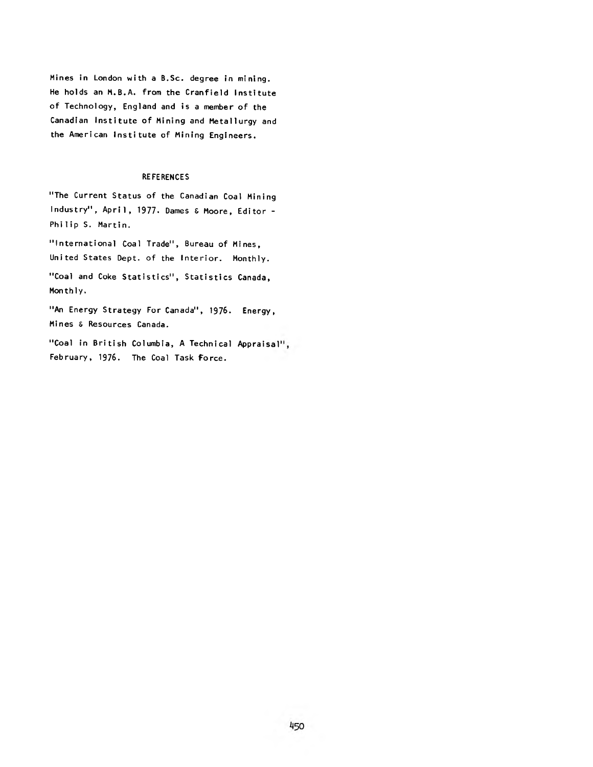Mines in London with a B.Sc. degree in mining. He holds an M.B.A. from the Cranfield Institute of Technology, England and is a member of the Canadian Institute of Mining and Metallurgy and the American Institute of Mining Engineers.

## REFERENCES

"The Current Status of the Canadian Coal Mining Industry", April, 1977. Dames & Moore, Editor - Philip S. Martin.

"International Coal Trade", Bureau of Mines, United States Dept. of the Interior. Monthly.

"Coal and Coke Statistics", Statistics Canada, Monthly.

"An Energy Strategy For Canada", 1976. Energy, Mines & Resources Canada.

"Coal in British Columbia, A Technical Appraisal", February, 1976. The Coal Task Force.